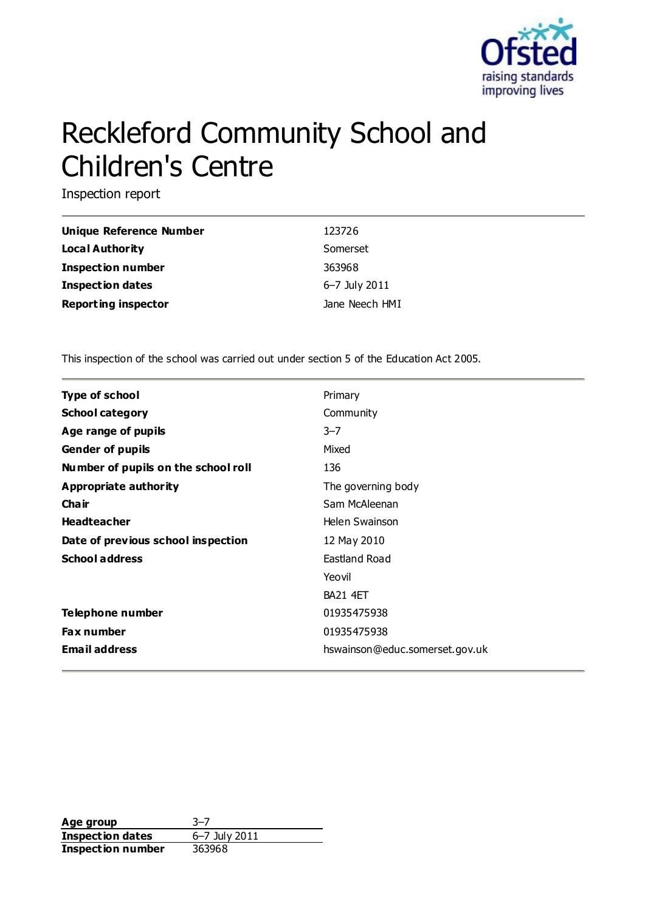# Reckleford Community School and Children's Centre

Inspection report

| | |
|---|---|
| **Unique Reference Number** | 123726 |
| **Local Authority** | Somerset |
| **Inspection number** | 363968 |
| **Inspection dates** | 6–7 July 2011 |
| **Reporting inspector** | Jane Neech HMI |

This inspection of the school was carried out under section 5 of the Education Act 2005.

| | |
|---|---|
| **Type of school** | Primary |
| **School category** | Community |
| **Age range of pupils** | 3–7 |
| **Gender of pupils** | Mixed |
| **Number of pupils on the school roll** | 136 |
| **Appropriate authority** | The governing body |
| **Chair** | Sam McAleenan |
| **Headteacher** | Helen Swainson |
| **Date of previous school inspection** | 12 May 2010 |
| **School address** | Eastland Road |
| | Yeovil |
| | BA21 4ET |
| **Telephone number** | 01935475938 |
| **Fax number** | 01935475938 |
| **Email address** | hswainson@educ.somerset.gov.uk |

| | |
|---|---|
| **Age group** | 3–7 |
| **Inspection dates** | 6–7 July 2011 |
| **Inspection number** | 363968 |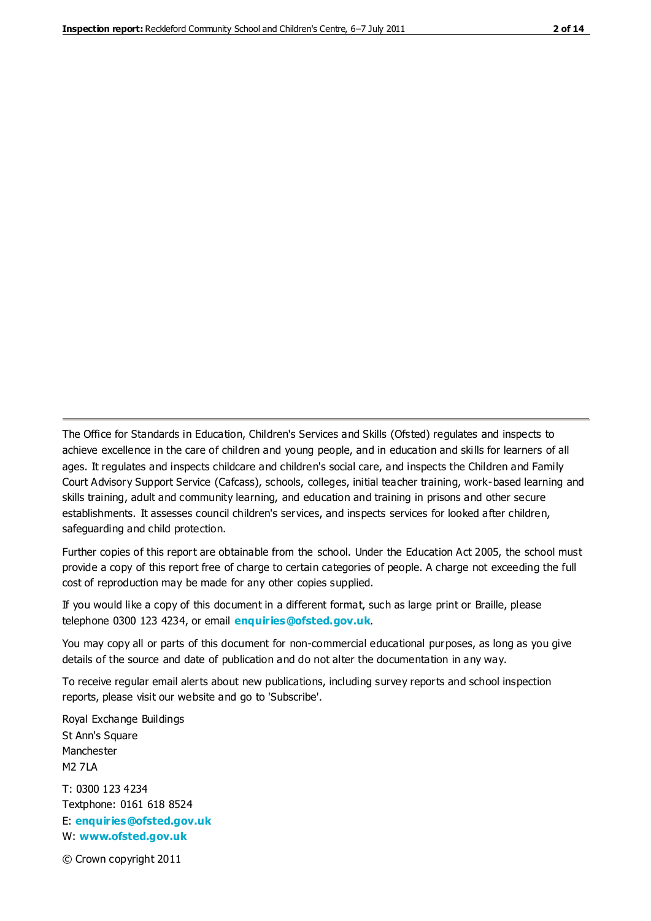The Office for Standards in Education, Children's Services and Skills (Ofsted) regulates and inspects to achieve excellence in the care of children and young people, and in education and skills for learners of all ages. It regulates and inspects childcare and children's social care, and inspects the Children and Family Court Advisory Support Service (Cafcass), schools, colleges, initial teacher training, work-based learning and skills training, adult and community learning, and education and training in prisons and other secure establishments. It assesses council children's services, and inspects services for looked after children, safeguarding and child protection.

Further copies of this report are obtainable from the school. Under the Education Act 2005, the school must provide a copy of this report free of charge to certain categories of people. A charge not exceeding the full cost of reproduction may be made for any other copies supplied.

If you would like a copy of this document in a different format, such as large print or Braille, please telephone 0300 123 4234, or email **enquiries@ofsted.gov.uk**.

You may copy all or parts of this document for non-commercial educational purposes, as long as you give details of the source and date of publication and do not alter the documentation in any way.

To receive regular email alerts about new publications, including survey reports and school inspection reports, please visit our website and go to 'Subscribe'.

Royal Exchange Buildings
St Ann's Square
Manchester
M2 7LA

T: 0300 123 4234
Textphone: 0161 618 8524
E: **enquiries@ofsted.gov.uk**
W: **www.ofsted.gov.uk**

© Crown copyright 2011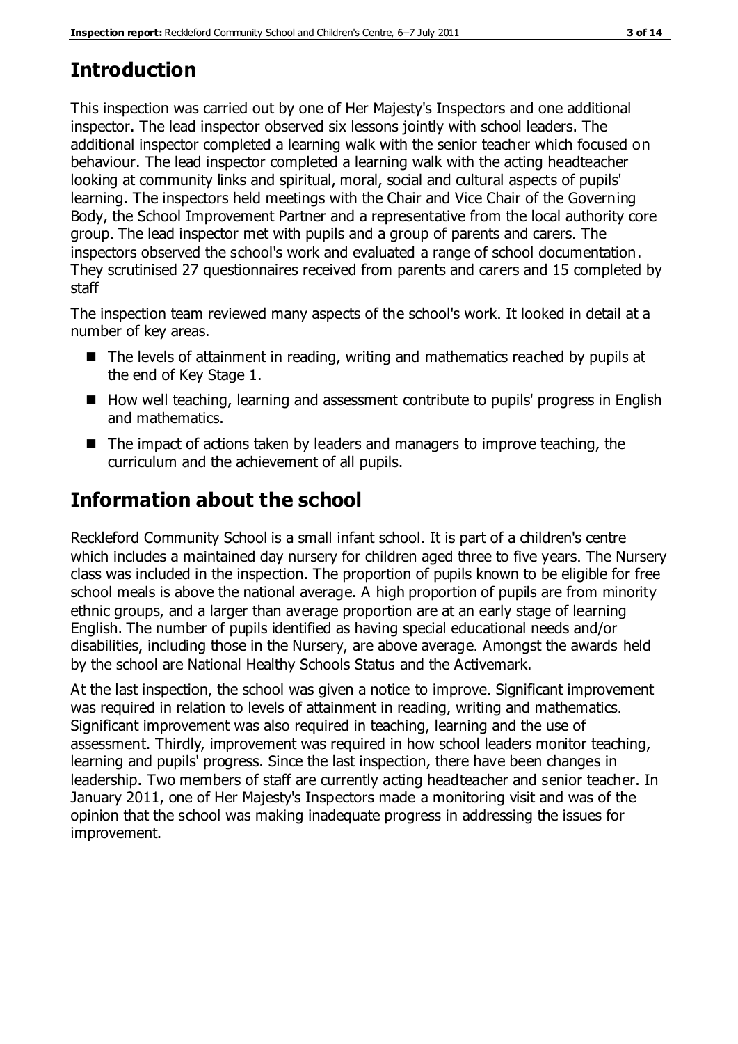## Introduction

This inspection was carried out by one of Her Majesty's Inspectors and one additional inspector. The lead inspector observed six lessons jointly with school leaders. The additional inspector completed a learning walk with the senior teacher which focused on behaviour. The lead inspector completed a learning walk with the acting headteacher looking at community links and spiritual, moral, social and cultural aspects of pupils' learning. The inspectors held meetings with the Chair and Vice Chair of the Governing Body, the School Improvement Partner and a representative from the local authority core group. The lead inspector met with pupils and a group of parents and carers. The inspectors observed the school's work and evaluated a range of school documentation. They scrutinised 27 questionnaires received from parents and carers and 15 completed by staff

The inspection team reviewed many aspects of the school's work. It looked in detail at a number of key areas.

- The levels of attainment in reading, writing and mathematics reached by pupils at the end of Key Stage 1.
- How well teaching, learning and assessment contribute to pupils' progress in English and mathematics.
- The impact of actions taken by leaders and managers to improve teaching, the curriculum and the achievement of all pupils.

## Information about the school

Reckleford Community School is a small infant school. It is part of a children's centre which includes a maintained day nursery for children aged three to five years. The Nursery class was included in the inspection. The proportion of pupils known to be eligible for free school meals is above the national average. A high proportion of pupils are from minority ethnic groups, and a larger than average proportion are at an early stage of learning English. The number of pupils identified as having special educational needs and/or disabilities, including those in the Nursery, are above average. Amongst the awards held by the school are National Healthy Schools Status and the Activemark.

At the last inspection, the school was given a notice to improve. Significant improvement was required in relation to levels of attainment in reading, writing and mathematics. Significant improvement was also required in teaching, learning and the use of assessment. Thirdly, improvement was required in how school leaders monitor teaching, learning and pupils' progress. Since the last inspection, there have been changes in leadership. Two members of staff are currently acting headteacher and senior teacher. In January 2011, one of Her Majesty's Inspectors made a monitoring visit and was of the opinion that the school was making inadequate progress in addressing the issues for improvement.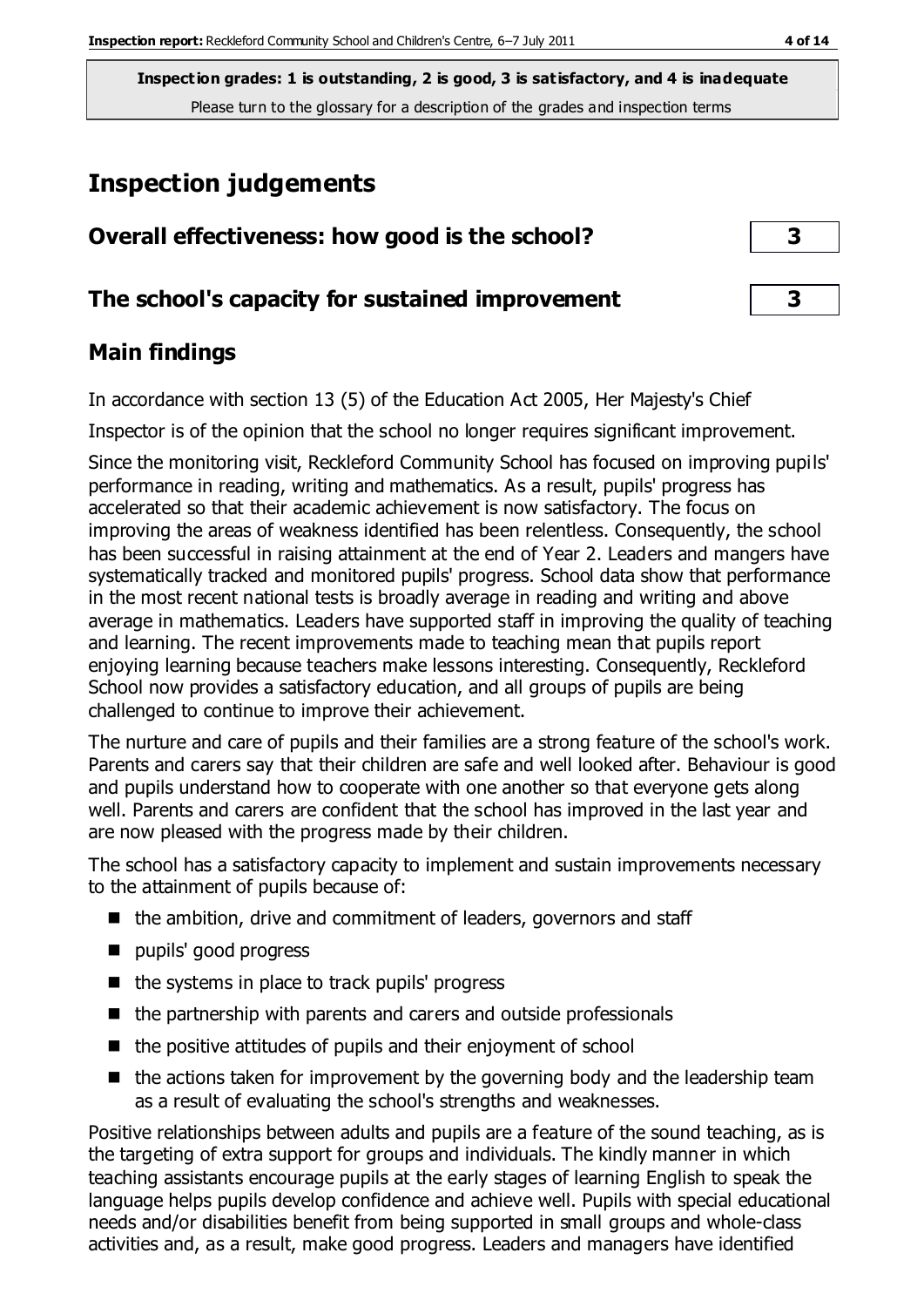**Inspection grades: 1 is outstanding, 2 is good, 3 is satisfactory, and 4 is inadequate**
Please turn to the glossary for a description of the grades and inspection terms

# Inspection judgements

| | |
|---|---|
| **Overall effectiveness: how good is the school?** | **3** |
| **The school's capacity for sustained improvement** | **3** |

## Main findings

In accordance with section 13 (5) of the Education Act 2005, Her Majesty's Chief Inspector is of the opinion that the school no longer requires significant improvement.

Since the monitoring visit, Reckleford Community School has focused on improving pupils' performance in reading, writing and mathematics. As a result, pupils' progress has accelerated so that their academic achievement is now satisfactory. The focus on improving the areas of weakness identified has been relentless. Consequently, the school has been successful in raising attainment at the end of Year 2. Leaders and mangers have systematically tracked and monitored pupils' progress. School data show that performance in the most recent national tests is broadly average in reading and writing and above average in mathematics. Leaders have supported staff in improving the quality of teaching and learning. The recent improvements made to teaching mean that pupils report enjoying learning because teachers make lessons interesting. Consequently, Reckleford School now provides a satisfactory education, and all groups of pupils are being challenged to continue to improve their achievement.

The nurture and care of pupils and their families are a strong feature of the school's work. Parents and carers say that their children are safe and well looked after. Behaviour is good and pupils understand how to cooperate with one another so that everyone gets along well. Parents and carers are confident that the school has improved in the last year and are now pleased with the progress made by their children.

The school has a satisfactory capacity to implement and sustain improvements necessary to the attainment of pupils because of:

- the ambition, drive and commitment of leaders, governors and staff
- pupils' good progress
- the systems in place to track pupils' progress
- the partnership with parents and carers and outside professionals
- the positive attitudes of pupils and their enjoyment of school
- the actions taken for improvement by the governing body and the leadership team as a result of evaluating the school's strengths and weaknesses.

Positive relationships between adults and pupils are a feature of the sound teaching, as is the targeting of extra support for groups and individuals. The kindly manner in which teaching assistants encourage pupils at the early stages of learning English to speak the language helps pupils develop confidence and achieve well. Pupils with special educational needs and/or disabilities benefit from being supported in small groups and whole-class activities and, as a result, make good progress. Leaders and managers have identified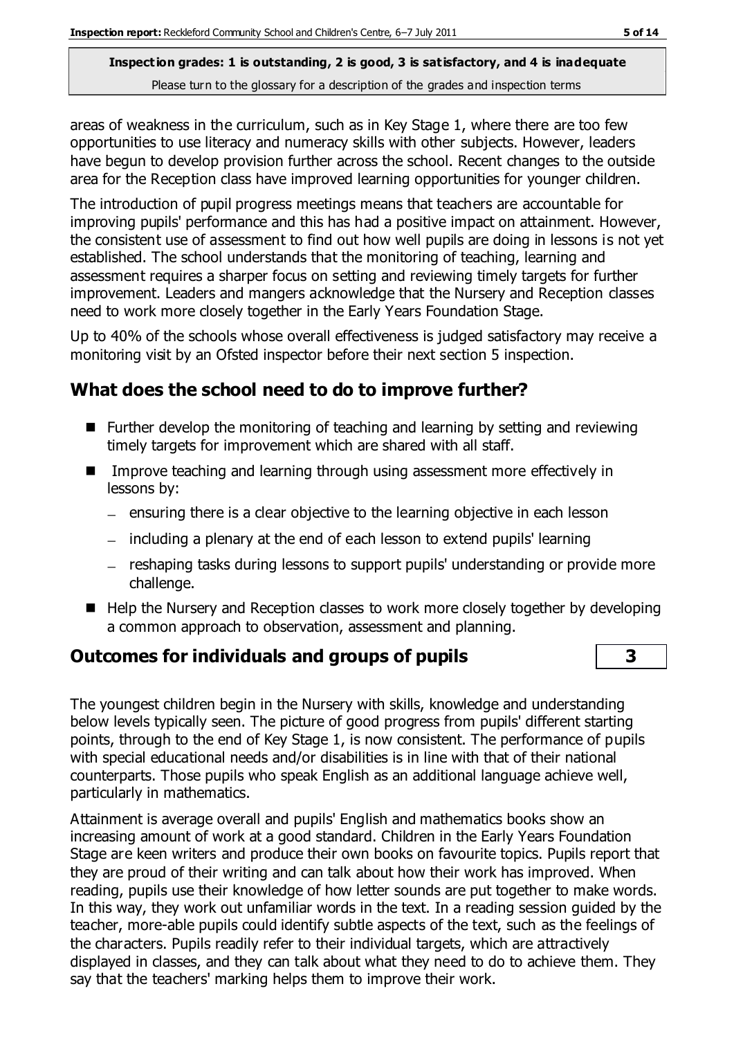areas of weakness in the curriculum, such as in Key Stage 1, where there are too few opportunities to use literacy and numeracy skills with other subjects. However, leaders have begun to develop provision further across the school. Recent changes to the outside area for the Reception class have improved learning opportunities for younger children.

The introduction of pupil progress meetings means that teachers are accountable for improving pupils' performance and this has had a positive impact on attainment. However, the consistent use of assessment to find out how well pupils are doing in lessons is not yet established. The school understands that the monitoring of teaching, learning and assessment requires a sharper focus on setting and reviewing timely targets for further improvement. Leaders and mangers acknowledge that the Nursery and Reception classes need to work more closely together in the Early Years Foundation Stage.

Up to 40% of the schools whose overall effectiveness is judged satisfactory may receive a monitoring visit by an Ofsted inspector before their next section 5 inspection.

## What does the school need to do to improve further?

- Further develop the monitoring of teaching and learning by setting and reviewing timely targets for improvement which are shared with all staff.
- Improve teaching and learning through using assessment more effectively in lessons by:
  - ensuring there is a clear objective to the learning objective in each lesson
  - including a plenary at the end of each lesson to extend pupils' learning
  - reshaping tasks during lessons to support pupils' understanding or provide more challenge.
- Help the Nursery and Reception classes to work more closely together by developing a common approach to observation, assessment and planning.

## Outcomes for individuals and groups of pupils — 3

The youngest children begin in the Nursery with skills, knowledge and understanding below levels typically seen. The picture of good progress from pupils' different starting points, through to the end of Key Stage 1, is now consistent. The performance of pupils with special educational needs and/or disabilities is in line with that of their national counterparts. Those pupils who speak English as an additional language achieve well, particularly in mathematics.

Attainment is average overall and pupils' English and mathematics books show an increasing amount of work at a good standard. Children in the Early Years Foundation Stage are keen writers and produce their own books on favourite topics. Pupils report that they are proud of their writing and can talk about how their work has improved. When reading, pupils use their knowledge of how letter sounds are put together to make words. In this way, they work out unfamiliar words in the text. In a reading session guided by the teacher, more-able pupils could identify subtle aspects of the text, such as the feelings of the characters. Pupils readily refer to their individual targets, which are attractively displayed in classes, and they can talk about what they need to do to achieve them. They say that the teachers' marking helps them to improve their work.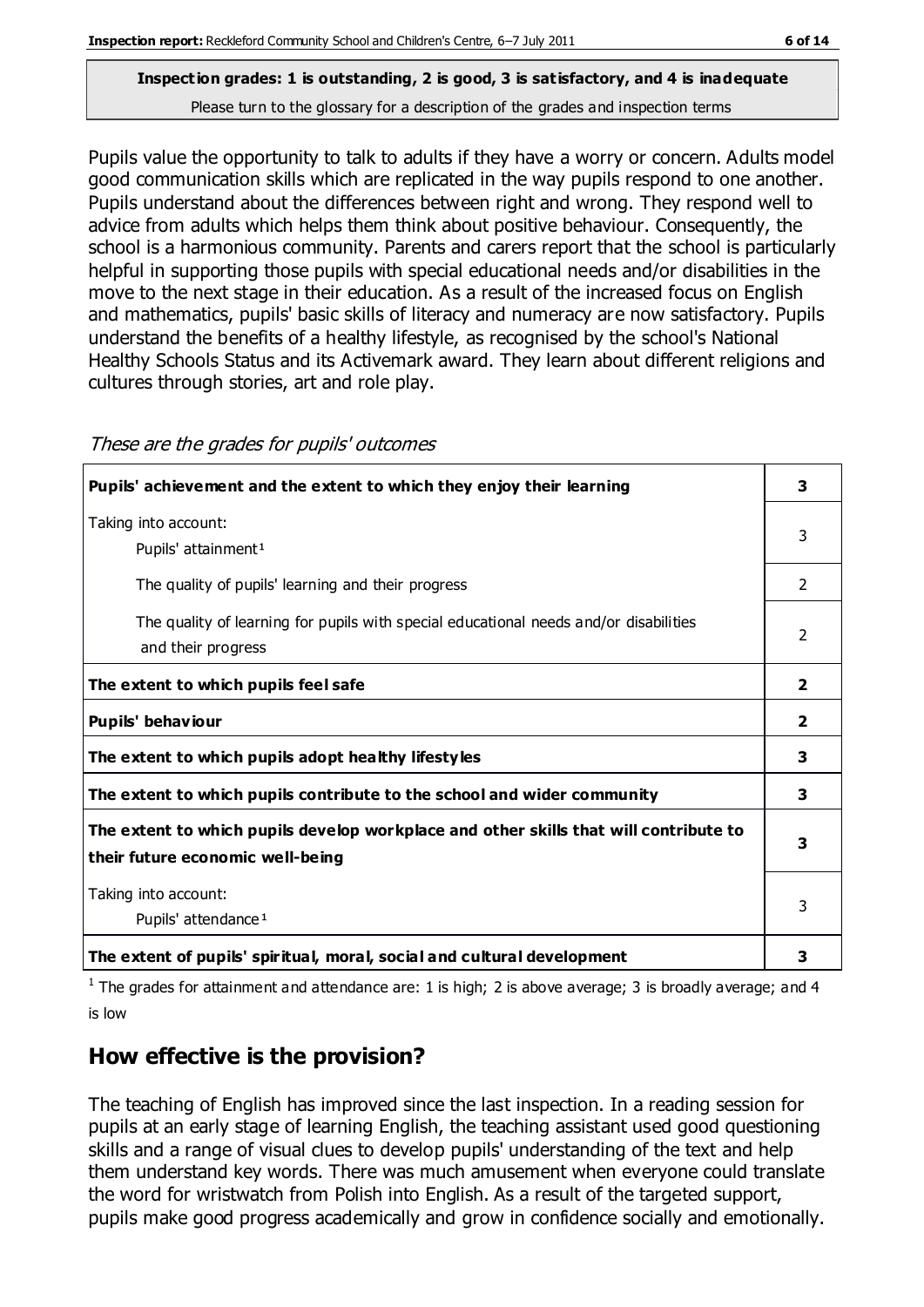**Inspection grades: 1 is outstanding, 2 is good, 3 is satisfactory, and 4 is inadequate**
Please turn to the glossary for a description of the grades and inspection terms

Pupils value the opportunity to talk to adults if they have a worry or concern. Adults model good communication skills which are replicated in the way pupils respond to one another. Pupils understand about the differences between right and wrong. They respond well to advice from adults which helps them think about positive behaviour. Consequently, the school is a harmonious community. Parents and carers report that the school is particularly helpful in supporting those pupils with special educational needs and/or disabilities in the move to the next stage in their education. As a result of the increased focus on English and mathematics, pupils' basic skills of literacy and numeracy are now satisfactory. Pupils understand the benefits of a healthy lifestyle, as recognised by the school's National Healthy Schools Status and its Activemark award. They learn about different religions and cultures through stories, art and role play.

*These are the grades for pupils' outcomes*

| | |
|---|---|
| **Pupils' achievement and the extent to which they enjoy their learning** | **3** |
| Taking into account: Pupils' attainment[1] | 3 |
| The quality of pupils' learning and their progress | 2 |
| The quality of learning for pupils with special educational needs and/or disabilities and their progress | 2 |
| **The extent to which pupils feel safe** | **2** |
| **Pupils' behaviour** | **2** |
| **The extent to which pupils adopt healthy lifestyles** | **3** |
| **The extent to which pupils contribute to the school and wider community** | **3** |
| **The extent to which pupils develop workplace and other skills that will contribute to their future economic well-being** | **3** |
| Taking into account: Pupils' attendance[1] | 3 |
| **The extent of pupils' spiritual, moral, social and cultural development** | **3** |

[1] The grades for attainment and attendance are: 1 is high; 2 is above average; 3 is broadly average; and 4 is low

## How effective is the provision?

The teaching of English has improved since the last inspection. In a reading session for pupils at an early stage of learning English, the teaching assistant used good questioning skills and a range of visual clues to develop pupils' understanding of the text and help them understand key words. There was much amusement when everyone could translate the word for wristwatch from Polish into English. As a result of the targeted support, pupils make good progress academically and grow in confidence socially and emotionally.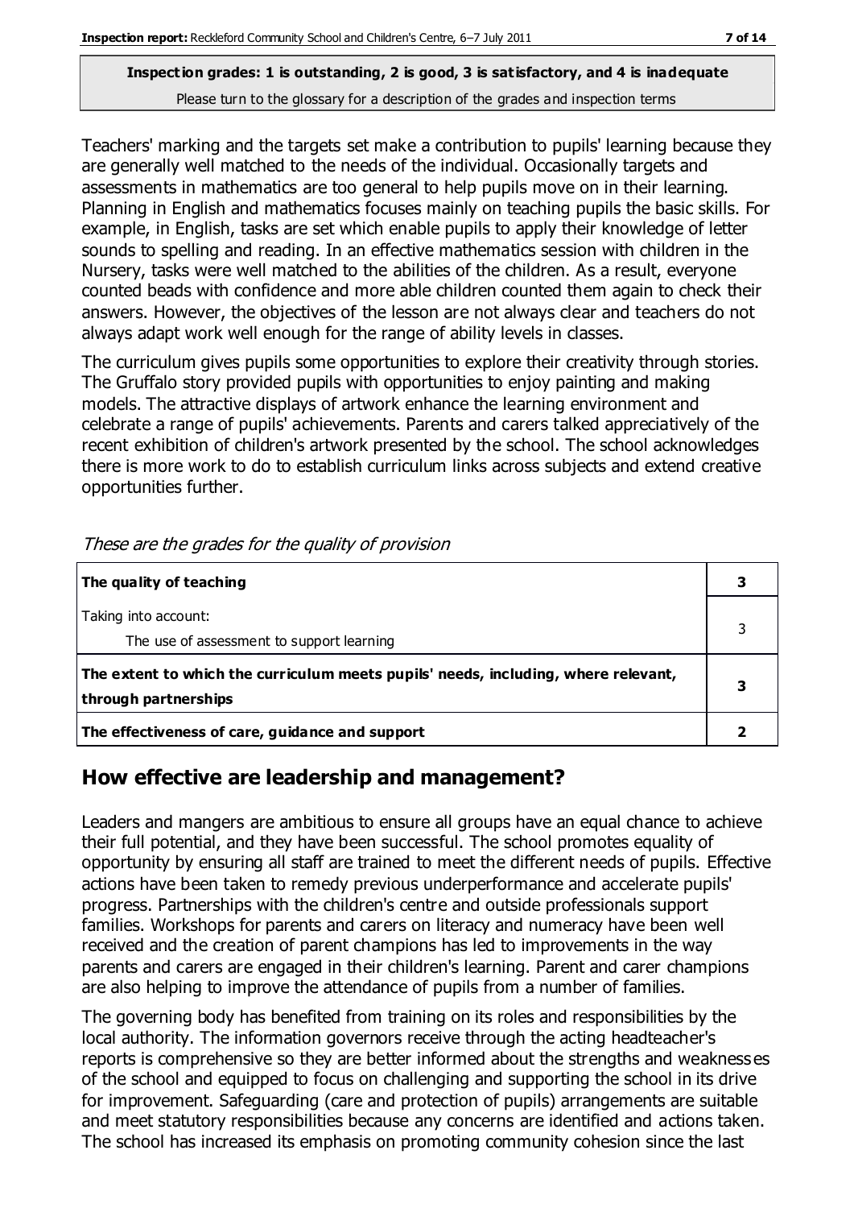**Inspection grades: 1 is outstanding, 2 is good, 3 is satisfactory, and 4 is inadequate**
Please turn to the glossary for a description of the grades and inspection terms

Teachers' marking and the targets set make a contribution to pupils' learning because they are generally well matched to the needs of the individual. Occasionally targets and assessments in mathematics are too general to help pupils move on in their learning. Planning in English and mathematics focuses mainly on teaching pupils the basic skills. For example, in English, tasks are set which enable pupils to apply their knowledge of letter sounds to spelling and reading. In an effective mathematics session with children in the Nursery, tasks were well matched to the abilities of the children. As a result, everyone counted beads with confidence and more able children counted them again to check their answers. However, the objectives of the lesson are not always clear and teachers do not always adapt work well enough for the range of ability levels in classes.

The curriculum gives pupils some opportunities to explore their creativity through stories. The Gruffalo story provided pupils with opportunities to enjoy painting and making models. The attractive displays of artwork enhance the learning environment and celebrate a range of pupils' achievements. Parents and carers talked appreciatively of the recent exhibition of children's artwork presented by the school. The school acknowledges there is more work to do to establish curriculum links across subjects and extend creative opportunities further.

*These are the grades for the quality of provision*

| | |
|---|---|
| **The quality of teaching** | **3** |
| Taking into account:<br>The use of assessment to support learning | 3 |
| **The extent to which the curriculum meets pupils' needs, including, where relevant, through partnerships** | **3** |
| **The effectiveness of care, guidance and support** | **2** |

## How effective are leadership and management?

Leaders and mangers are ambitious to ensure all groups have an equal chance to achieve their full potential, and they have been successful. The school promotes equality of opportunity by ensuring all staff are trained to meet the different needs of pupils. Effective actions have been taken to remedy previous underperformance and accelerate pupils' progress. Partnerships with the children's centre and outside professionals support families. Workshops for parents and carers on literacy and numeracy have been well received and the creation of parent champions has led to improvements in the way parents and carers are engaged in their children's learning. Parent and carer champions are also helping to improve the attendance of pupils from a number of families.

The governing body has benefited from training on its roles and responsibilities by the local authority. The information governors receive through the acting headteacher's reports is comprehensive so they are better informed about the strengths and weaknesses of the school and equipped to focus on challenging and supporting the school in its drive for improvement. Safeguarding (care and protection of pupils) arrangements are suitable and meet statutory responsibilities because any concerns are identified and actions taken. The school has increased its emphasis on promoting community cohesion since the last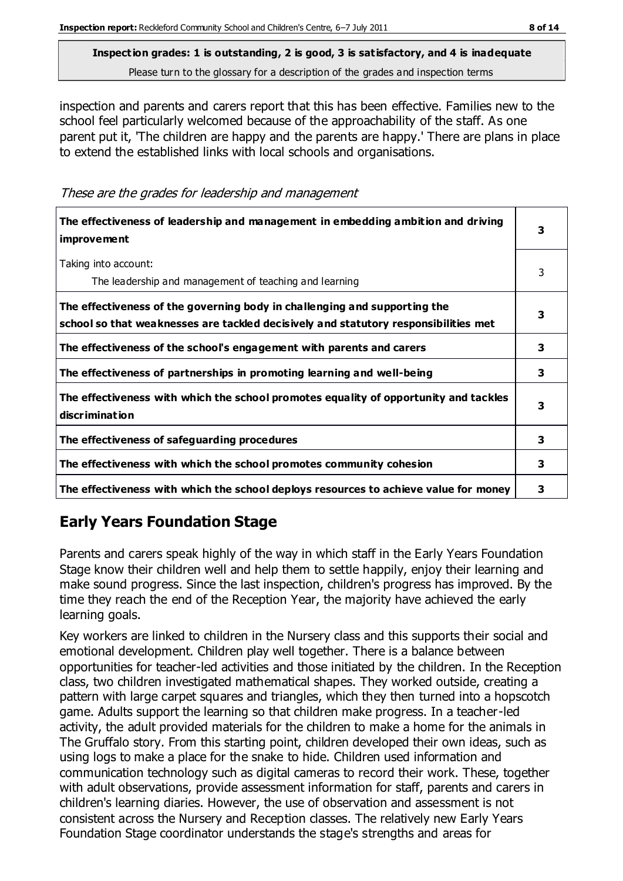**Inspection grades: 1 is outstanding, 2 is good, 3 is satisfactory, and 4 is inadequate**
Please turn to the glossary for a description of the grades and inspection terms

inspection and parents and carers report that this has been effective. Families new to the school feel particularly welcomed because of the approachability of the staff. As one parent put it, 'The children are happy and the parents are happy.' There are plans in place to extend the established links with local schools and organisations.

*These are the grades for leadership and management*

| | |
|---|---|
| **The effectiveness of leadership and management in embedding ambition and driving improvement** | **3** |
| Taking into account: The leadership and management of teaching and learning | 3 |
| **The effectiveness of the governing body in challenging and supporting the school so that weaknesses are tackled decisively and statutory responsibilities met** | **3** |
| **The effectiveness of the school's engagement with parents and carers** | **3** |
| **The effectiveness of partnerships in promoting learning and well-being** | **3** |
| **The effectiveness with which the school promotes equality of opportunity and tackles discrimination** | **3** |
| **The effectiveness of safeguarding procedures** | **3** |
| **The effectiveness with which the school promotes community cohesion** | **3** |
| **The effectiveness with which the school deploys resources to achieve value for money** | **3** |

## Early Years Foundation Stage

Parents and carers speak highly of the way in which staff in the Early Years Foundation Stage know their children well and help them to settle happily, enjoy their learning and make sound progress. Since the last inspection, children's progress has improved. By the time they reach the end of the Reception Year, the majority have achieved the early learning goals.

Key workers are linked to children in the Nursery class and this supports their social and emotional development. Children play well together. There is a balance between opportunities for teacher-led activities and those initiated by the children. In the Reception class, two children investigated mathematical shapes. They worked outside, creating a pattern with large carpet squares and triangles, which they then turned into a hopscotch game. Adults support the learning so that children make progress. In a teacher-led activity, the adult provided materials for the children to make a home for the animals in The Gruffalo story. From this starting point, children developed their own ideas, such as using logs to make a place for the snake to hide. Children used information and communication technology such as digital cameras to record their work. These, together with adult observations, provide assessment information for staff, parents and carers in children's learning diaries. However, the use of observation and assessment is not consistent across the Nursery and Reception classes. The relatively new Early Years Foundation Stage coordinator understands the stage's strengths and areas for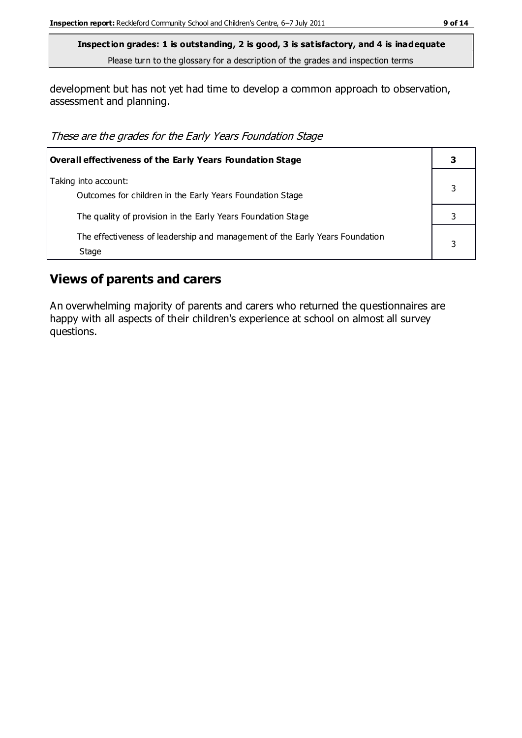**Inspection grades: 1 is outstanding, 2 is good, 3 is satisfactory, and 4 is inadequate**
Please turn to the glossary for a description of the grades and inspection terms

development but has not yet had time to develop a common approach to observation, assessment and planning.

*These are the grades for the Early Years Foundation Stage*

| **Overall effectiveness of the Early Years Foundation Stage** | **3** |
|---|---|
| Taking into account:<br>Outcomes for children in the Early Years Foundation Stage | 3 |
| The quality of provision in the Early Years Foundation Stage | 3 |
| The effectiveness of leadership and management of the Early Years Foundation Stage | 3 |

## Views of parents and carers

An overwhelming majority of parents and carers who returned the questionnaires are happy with all aspects of their children's experience at school on almost all survey questions.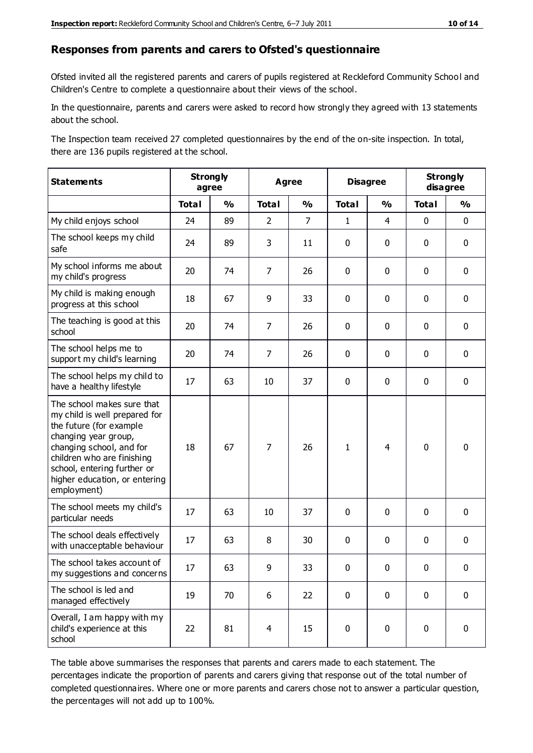## Responses from parents and carers to Ofsted's questionnaire

Ofsted invited all the registered parents and carers of pupils registered at Reckleford Community School and Children's Centre to complete a questionnaire about their views of the school.

In the questionnaire, parents and carers were asked to record how strongly they agreed with 13 statements about the school.

The Inspection team received 27 completed questionnaires by the end of the on-site inspection. In total, there are 136 pupils registered at the school.

| Statements | Strongly agree | | Agree | | Disagree | | Strongly disagree | |
|---|---|---|---|---|---|---|---|---|
| | Total | % | Total | % | Total | % | Total | % |
| My child enjoys school | 24 | 89 | 2 | 7 | 1 | 4 | 0 | 0 |
| The school keeps my child safe | 24 | 89 | 3 | 11 | 0 | 0 | 0 | 0 |
| My school informs me about my child's progress | 20 | 74 | 7 | 26 | 0 | 0 | 0 | 0 |
| My child is making enough progress at this school | 18 | 67 | 9 | 33 | 0 | 0 | 0 | 0 |
| The teaching is good at this school | 20 | 74 | 7 | 26 | 0 | 0 | 0 | 0 |
| The school helps me to support my child's learning | 20 | 74 | 7 | 26 | 0 | 0 | 0 | 0 |
| The school helps my child to have a healthy lifestyle | 17 | 63 | 10 | 37 | 0 | 0 | 0 | 0 |
| The school makes sure that my child is well prepared for the future (for example changing year group, changing school, and for children who are finishing school, entering further or higher education, or entering employment) | 18 | 67 | 7 | 26 | 1 | 4 | 0 | 0 |
| The school meets my child's particular needs | 17 | 63 | 10 | 37 | 0 | 0 | 0 | 0 |
| The school deals effectively with unacceptable behaviour | 17 | 63 | 8 | 30 | 0 | 0 | 0 | 0 |
| The school takes account of my suggestions and concerns | 17 | 63 | 9 | 33 | 0 | 0 | 0 | 0 |
| The school is led and managed effectively | 19 | 70 | 6 | 22 | 0 | 0 | 0 | 0 |
| Overall, I am happy with my child's experience at this school | 22 | 81 | 4 | 15 | 0 | 0 | 0 | 0 |

The table above summarises the responses that parents and carers made to each statement. The percentages indicate the proportion of parents and carers giving that response out of the total number of completed questionnaires. Where one or more parents and carers chose not to answer a particular question, the percentages will not add up to 100%.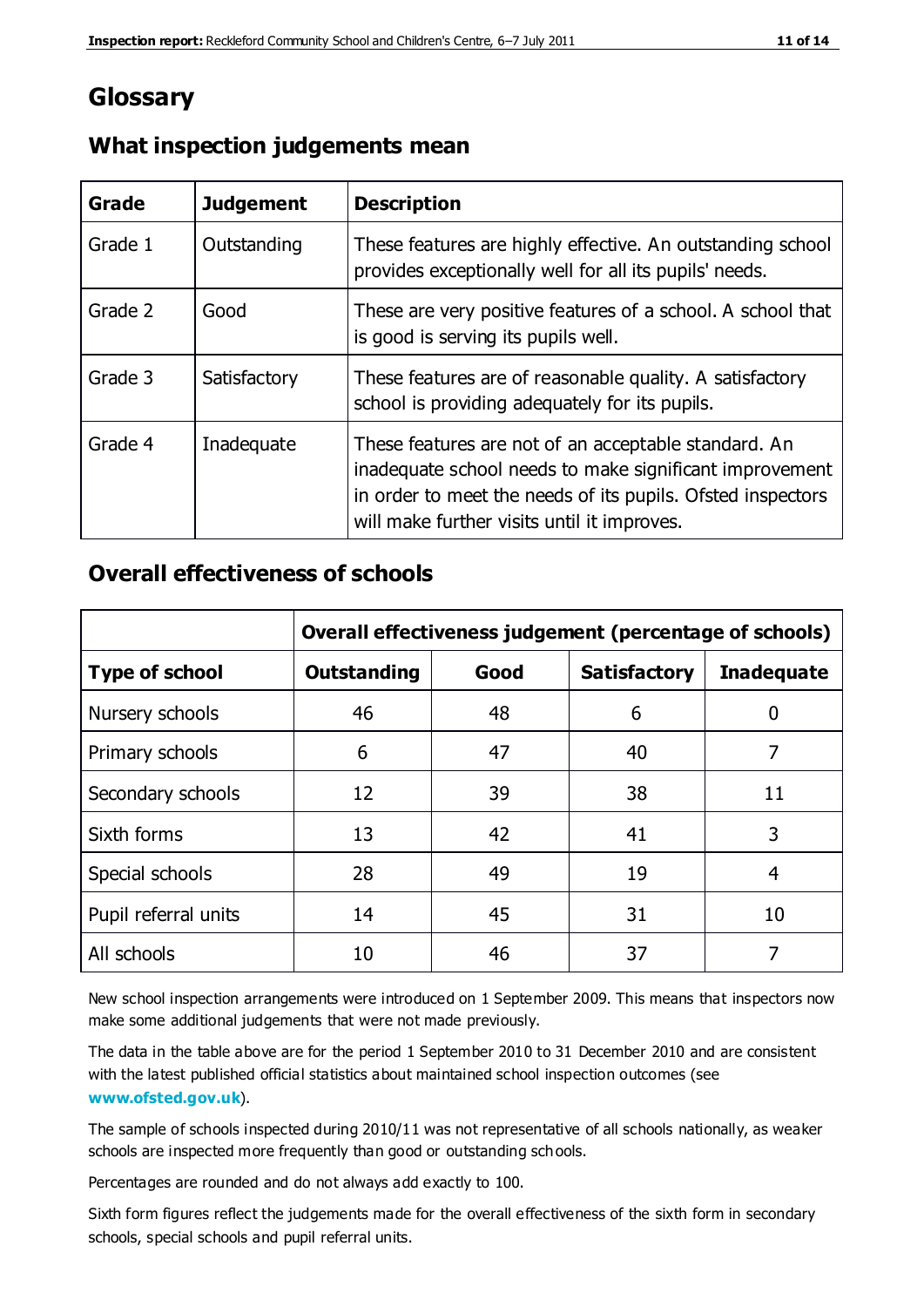# Glossary

## What inspection judgements mean

| Grade | Judgement | Description |
| --- | --- | --- |
| Grade 1 | Outstanding | These features are highly effective. An outstanding school provides exceptionally well for all its pupils' needs. |
| Grade 2 | Good | These are very positive features of a school. A school that is good is serving its pupils well. |
| Grade 3 | Satisfactory | These features are of reasonable quality. A satisfactory school is providing adequately for its pupils. |
| Grade 4 | Inadequate | These features are not of an acceptable standard. An inadequate school needs to make significant improvement in order to meet the needs of its pupils. Ofsted inspectors will make further visits until it improves. |

## Overall effectiveness of schools

| | Overall effectiveness judgement (percentage of schools) | | | |
| --- | --- | --- | --- | --- |
| **Type of school** | **Outstanding** | **Good** | **Satisfactory** | **Inadequate** |
| Nursery schools | 46 | 48 | 6 | 0 |
| Primary schools | 6 | 47 | 40 | 7 |
| Secondary schools | 12 | 39 | 38 | 11 |
| Sixth forms | 13 | 42 | 41 | 3 |
| Special schools | 28 | 49 | 19 | 4 |
| Pupil referral units | 14 | 45 | 31 | 10 |
| All schools | 10 | 46 | 37 | 7 |

New school inspection arrangements were introduced on 1 September 2009. This means that inspectors now make some additional judgements that were not made previously.

The data in the table above are for the period 1 September 2010 to 31 December 2010 and are consistent with the latest published official statistics about maintained school inspection outcomes (see **www.ofsted.gov.uk**).

The sample of schools inspected during 2010/11 was not representative of all schools nationally, as weaker schools are inspected more frequently than good or outstanding schools.

Percentages are rounded and do not always add exactly to 100.

Sixth form figures reflect the judgements made for the overall effectiveness of the sixth form in secondary schools, special schools and pupil referral units.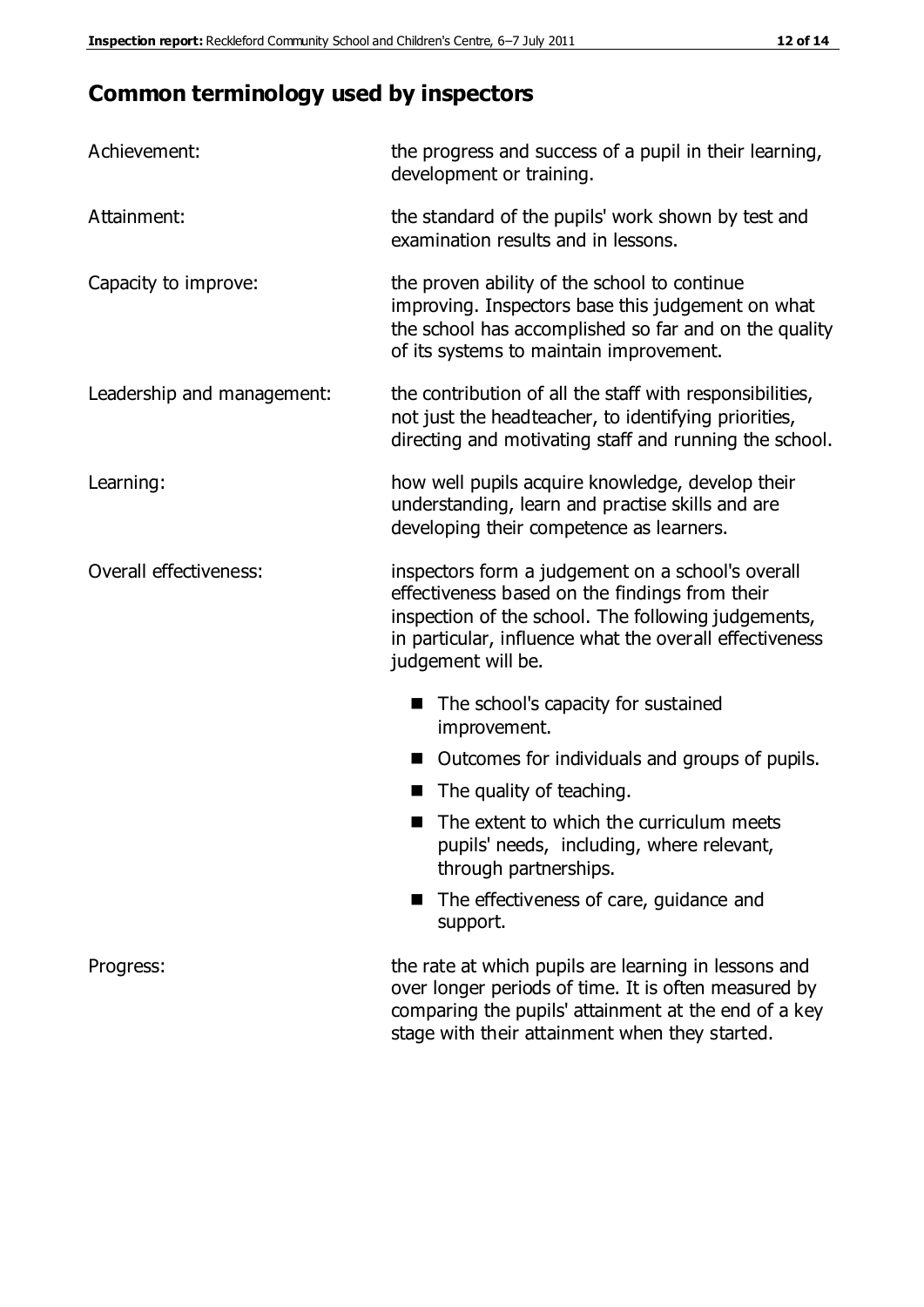## Common terminology used by inspectors

**Achievement:** the progress and success of a pupil in their learning, development or training.

**Attainment:** the standard of the pupils' work shown by test and examination results and in lessons.

**Capacity to improve:** the proven ability of the school to continue improving. Inspectors base this judgement on what the school has accomplished so far and on the quality of its systems to maintain improvement.

**Leadership and management:** the contribution of all the staff with responsibilities, not just the headteacher, to identifying priorities, directing and motivating staff and running the school.

**Learning:** how well pupils acquire knowledge, develop their understanding, learn and practise skills and are developing their competence as learners.

**Overall effectiveness:** inspectors form a judgement on a school's overall effectiveness based on the findings from their inspection of the school. The following judgements, in particular, influence what the overall effectiveness judgement will be.

- The school's capacity for sustained improvement.
- Outcomes for individuals and groups of pupils.
- The quality of teaching.
- The extent to which the curriculum meets pupils' needs, including, where relevant, through partnerships.
- The effectiveness of care, guidance and support.

**Progress:** the rate at which pupils are learning in lessons and over longer periods of time. It is often measured by comparing the pupils' attainment at the end of a key stage with their attainment when they started.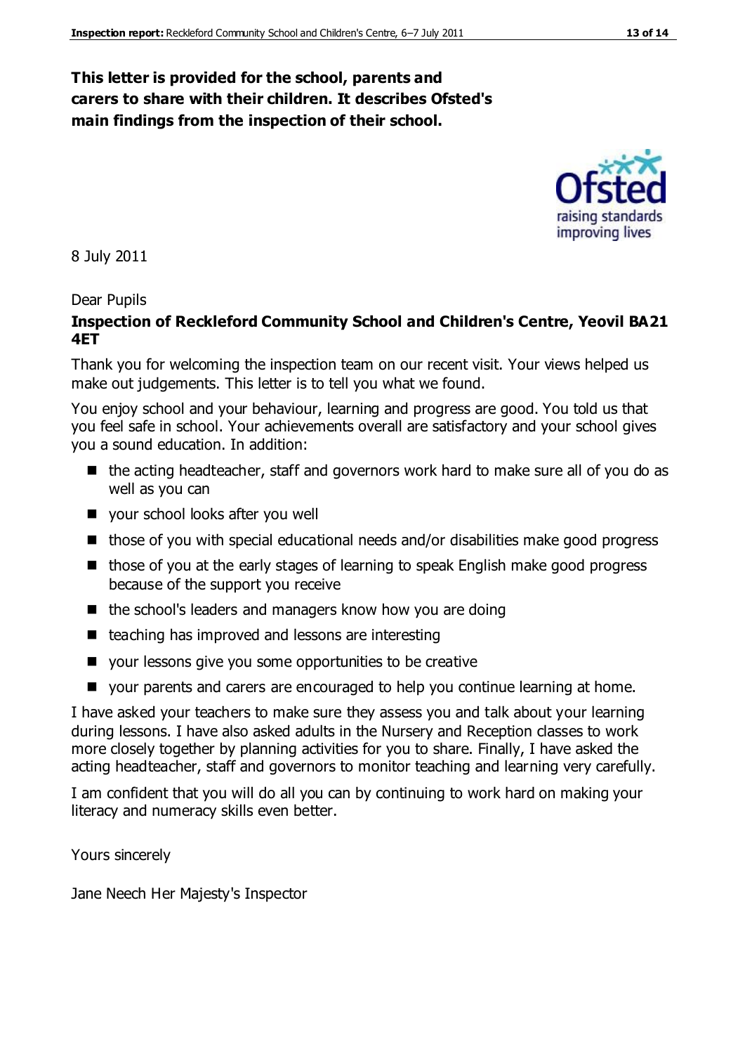**This letter is provided for the school, parents and carers to share with their children. It describes Ofsted's main findings from the inspection of their school.**

8 July 2011

Dear Pupils

**Inspection of Reckleford Community School and Children's Centre, Yeovil BA21 4ET**

Thank you for welcoming the inspection team on our recent visit. Your views helped us make out judgements. This letter is to tell you what we found.

You enjoy school and your behaviour, learning and progress are good. You told us that you feel safe in school. Your achievements overall are satisfactory and your school gives you a sound education. In addition:

- the acting headteacher, staff and governors work hard to make sure all of you do as well as you can
- your school looks after you well
- those of you with special educational needs and/or disabilities make good progress
- those of you at the early stages of learning to speak English make good progress because of the support you receive
- the school's leaders and managers know how you are doing
- teaching has improved and lessons are interesting
- your lessons give you some opportunities to be creative
- your parents and carers are encouraged to help you continue learning at home.

I have asked your teachers to make sure they assess you and talk about your learning during lessons. I have also asked adults in the Nursery and Reception classes to work more closely together by planning activities for you to share. Finally, I have asked the acting headteacher, staff and governors to monitor teaching and learning very carefully.

I am confident that you will do all you can by continuing to work hard on making your literacy and numeracy skills even better.

Yours sincerely

Jane Neech Her Majesty's Inspector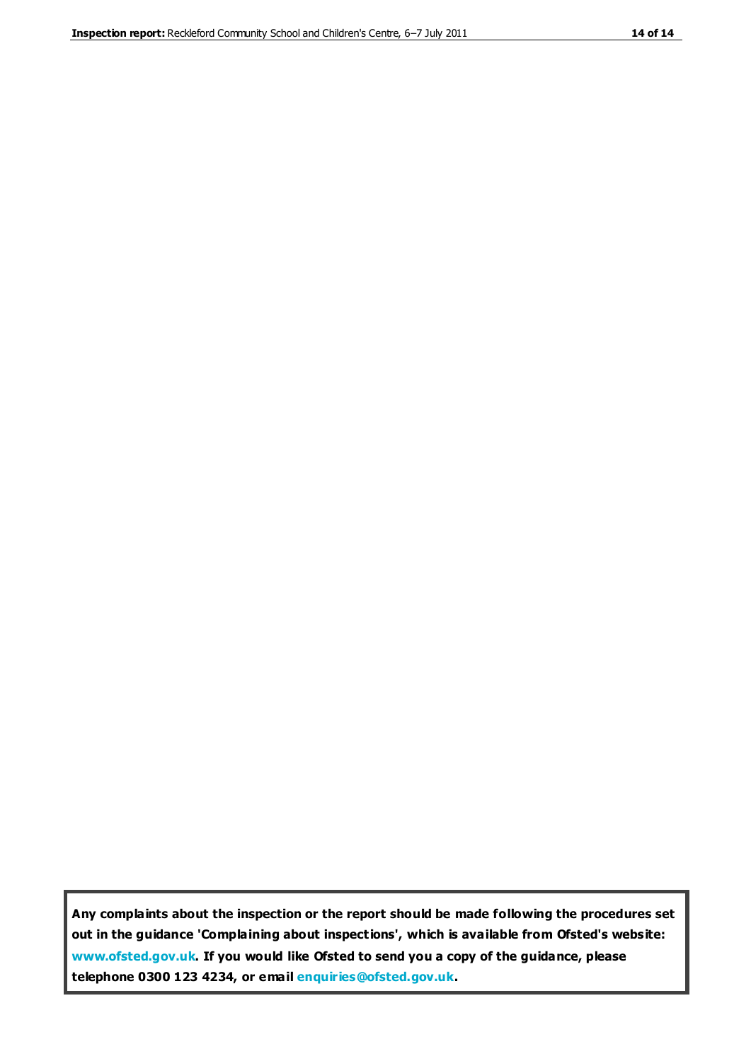**Any complaints about the inspection or the report should be made following the procedures set out in the guidance 'Complaining about inspections', which is available from Ofsted's website: www.ofsted.gov.uk. If you would like Ofsted to send you a copy of the guidance, please telephone 0300 123 4234, or email enquiries@ofsted.gov.uk.**